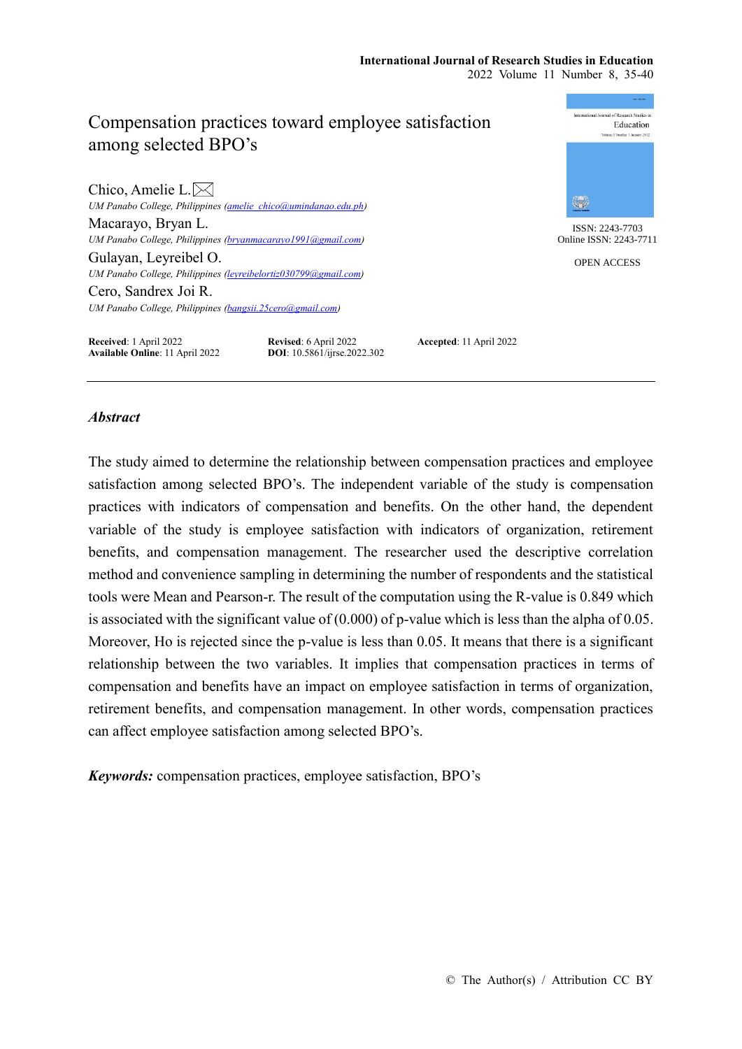# Compensation practices toward employee satisfaction among selected BPO's

Chico, Amelie L.
*UM Panabo College, Philippines (amelie_chico@umindanao.edu.ph)*
Macarayo, Bryan L.
*UM Panabo College, Philippines (bryanmacarayo1991@gmail.com)*
Gulayan, Leyreibel O.
*UM Panabo College, Philippines (leyreibelortiz030799@gmail.com)*
Cero, Sandrex Joi R.
*UM Panabo College, Philippines (bangsii.25cero@gmail.com)*

ISSN: 2243-7703
Online ISSN: 2243-7711

OPEN ACCESS

**Received**: 1 April 2022 **Revised**: 6 April 2022 **Accepted**: 11 April 2022
**Available Online**: 11 April 2022 **DOI**: 10.5861/ijrse.2022.302

---

## *Abstract*

The study aimed to determine the relationship between compensation practices and employee satisfaction among selected BPO's. The independent variable of the study is compensation practices with indicators of compensation and benefits. On the other hand, the dependent variable of the study is employee satisfaction with indicators of organization, retirement benefits, and compensation management. The researcher used the descriptive correlation method and convenience sampling in determining the number of respondents and the statistical tools were Mean and Pearson-r. The result of the computation using the R-value is 0.849 which is associated with the significant value of (0.000) of p-value which is less than the alpha of 0.05. Moreover, Ho is rejected since the p-value is less than 0.05. It means that there is a significant relationship between the two variables. It implies that compensation practices in terms of compensation and benefits have an impact on employee satisfaction in terms of organization, retirement benefits, and compensation management. In other words, compensation practices can affect employee satisfaction among selected BPO's.

***Keywords:*** compensation practices, employee satisfaction, BPO's

© The Author(s) / Attribution CC BY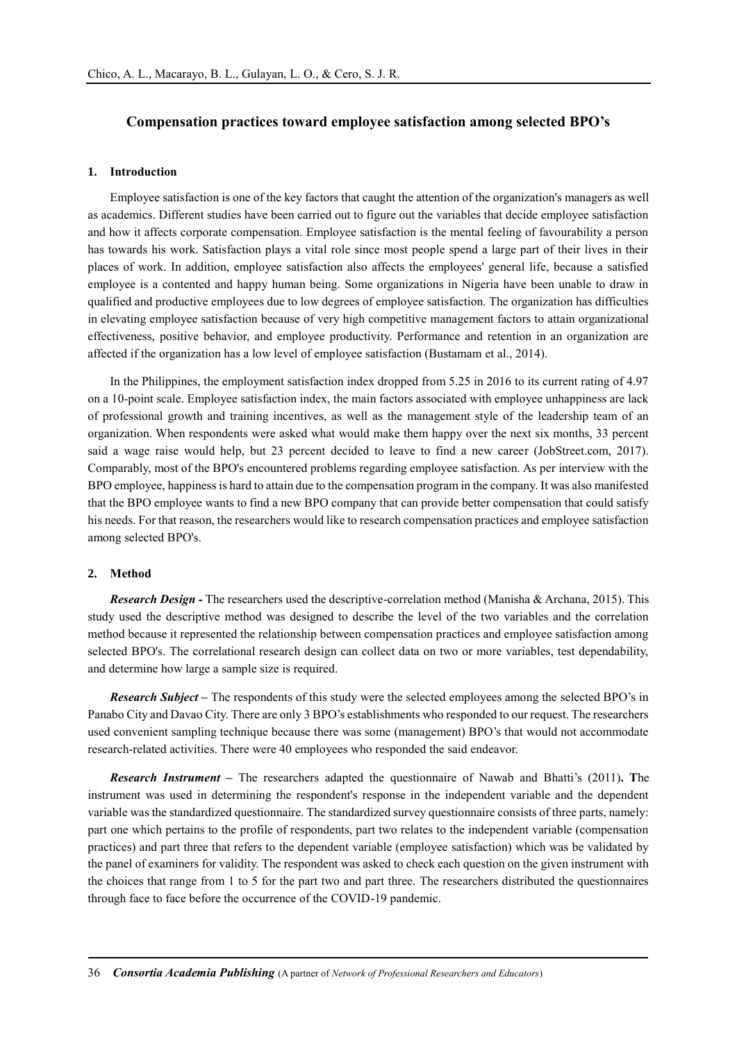## Compensation practices toward employee satisfaction among selected BPO's

### 1. Introduction

Employee satisfaction is one of the key factors that caught the attention of the organization's managers as well as academics. Different studies have been carried out to figure out the variables that decide employee satisfaction and how it affects corporate compensation. Employee satisfaction is the mental feeling of favourability a person has towards his work. Satisfaction plays a vital role since most people spend a large part of their lives in their places of work. In addition, employee satisfaction also affects the employees' general life, because a satisfied employee is a contented and happy human being. Some organizations in Nigeria have been unable to draw in qualified and productive employees due to low degrees of employee satisfaction. The organization has difficulties in elevating employee satisfaction because of very high competitive management factors to attain organizational effectiveness, positive behavior, and employee productivity. Performance and retention in an organization are affected if the organization has a low level of employee satisfaction (Bustamam et al., 2014).

In the Philippines, the employment satisfaction index dropped from 5.25 in 2016 to its current rating of 4.97 on a 10-point scale. Employee satisfaction index, the main factors associated with employee unhappiness are lack of professional growth and training incentives, as well as the management style of the leadership team of an organization. When respondents were asked what would make them happy over the next six months, 33 percent said a wage raise would help, but 23 percent decided to leave to find a new career (JobStreet.com, 2017). Comparably, most of the BPO's encountered problems regarding employee satisfaction. As per interview with the BPO employee, happiness is hard to attain due to the compensation program in the company. It was also manifested that the BPO employee wants to find a new BPO company that can provide better compensation that could satisfy his needs. For that reason, the researchers would like to research compensation practices and employee satisfaction among selected BPO's.

### 2. Method

***Research Design -*** The researchers used the descriptive-correlation method (Manisha & Archana, 2015). This study used the descriptive method was designed to describe the level of the two variables and the correlation method because it represented the relationship between compensation practices and employee satisfaction among selected BPO's. The correlational research design can collect data on two or more variables, test dependability, and determine how large a sample size is required.

***Research Subject –*** The respondents of this study were the selected employees among the selected BPO's in Panabo City and Davao City. There are only 3 BPO's establishments who responded to our request. The researchers used convenient sampling technique because there was some (management) BPO's that would not accommodate research-related activities. There were 40 employees who responded the said endeavor.

***Research Instrument –*** The researchers adapted the questionnaire of Nawab and Bhatti's (2011)**.** **T**he instrument was used in determining the respondent's response in the independent variable and the dependent variable was the standardized questionnaire. The standardized survey questionnaire consists of three parts, namely: part one which pertains to the profile of respondents, part two relates to the independent variable (compensation practices) and part three that refers to the dependent variable (employee satisfaction) which was be validated by the panel of examiners for validity. The respondent was asked to check each question on the given instrument with the choices that range from 1 to 5 for the part two and part three. The researchers distributed the questionnaires through face to face before the occurrence of the COVID-19 pandemic.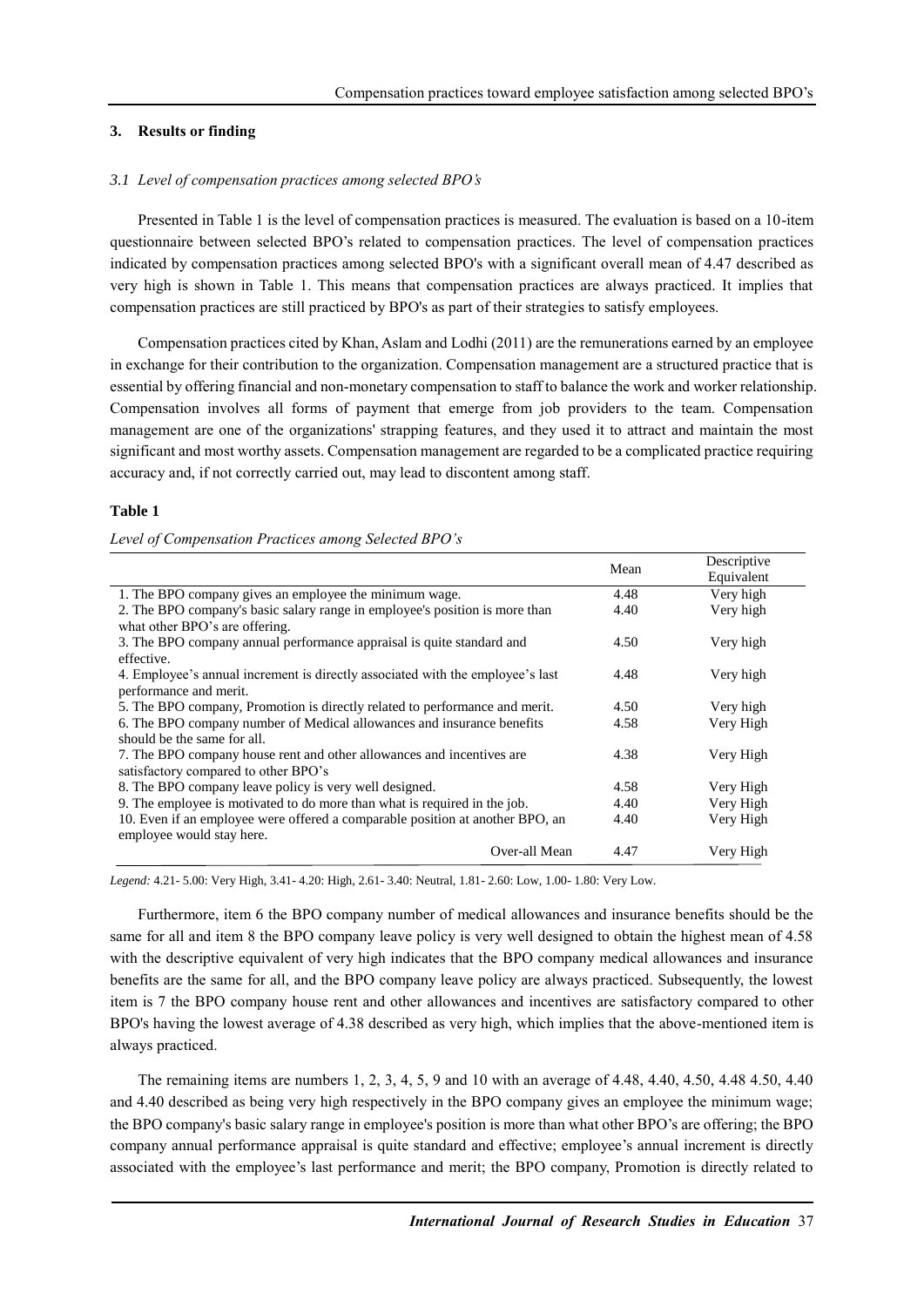## 3. Results or finding

### *3.1 Level of compensation practices among selected BPO's*

Presented in Table 1 is the level of compensation practices is measured. The evaluation is based on a 10-item questionnaire between selected BPO's related to compensation practices. The level of compensation practices indicated by compensation practices among selected BPO's with a significant overall mean of 4.47 described as very high is shown in Table 1. This means that compensation practices are always practiced. It implies that compensation practices are still practiced by BPO's as part of their strategies to satisfy employees.

Compensation practices cited by Khan, Aslam and Lodhi (2011) are the remunerations earned by an employee in exchange for their contribution to the organization. Compensation management are a structured practice that is essential by offering financial and non-monetary compensation to staff to balance the work and worker relationship. Compensation involves all forms of payment that emerge from job providers to the team. Compensation management are one of the organizations' strapping features, and they used it to attract and maintain the most significant and most worthy assets. Compensation management are regarded to be a complicated practice requiring accuracy and, if not correctly carried out, may lead to discontent among staff.

**Table 1**

*Level of Compensation Practices among Selected BPO's*

| | Mean | Descriptive Equivalent |
|---|---|---|
| 1. The BPO company gives an employee the minimum wage. | 4.48 | Very high |
| 2. The BPO company's basic salary range in employee's position is more than what other BPO's are offering. | 4.40 | Very high |
| 3. The BPO company annual performance appraisal is quite standard and effective. | 4.50 | Very high |
| 4. Employee's annual increment is directly associated with the employee's last performance and merit. | 4.48 | Very high |
| 5. The BPO company, Promotion is directly related to performance and merit. | 4.50 | Very high |
| 6. The BPO company number of Medical allowances and insurance benefits should be the same for all. | 4.58 | Very High |
| 7. The BPO company house rent and other allowances and incentives are satisfactory compared to other BPO's | 4.38 | Very High |
| 8. The BPO company leave policy is very well designed. | 4.58 | Very High |
| 9. The employee is motivated to do more than what is required in the job. | 4.40 | Very High |
| 10. Even if an employee were offered a comparable position at another BPO, an employee would stay here. | 4.40 | Very High |
| Over-all Mean | 4.47 | Very High |

*Legend:* 4.21- 5.00: Very High, 3.41- 4.20: High, 2.61- 3.40: Neutral, 1.81- 2.60: Low, 1.00- 1.80: Very Low.

Furthermore, item 6 the BPO company number of medical allowances and insurance benefits should be the same for all and item 8 the BPO company leave policy is very well designed to obtain the highest mean of 4.58 with the descriptive equivalent of very high indicates that the BPO company medical allowances and insurance benefits are the same for all, and the BPO company leave policy are always practiced. Subsequently, the lowest item is 7 the BPO company house rent and other allowances and incentives are satisfactory compared to other BPO's having the lowest average of 4.38 described as very high, which implies that the above-mentioned item is always practiced.

The remaining items are numbers 1, 2, 3, 4, 5, 9 and 10 with an average of 4.48, 4.40, 4.50, 4.48 4.50, 4.40 and 4.40 described as being very high respectively in the BPO company gives an employee the minimum wage; the BPO company's basic salary range in employee's position is more than what other BPO's are offering; the BPO company annual performance appraisal is quite standard and effective; employee's annual increment is directly associated with the employee's last performance and merit; the BPO company, Promotion is directly related to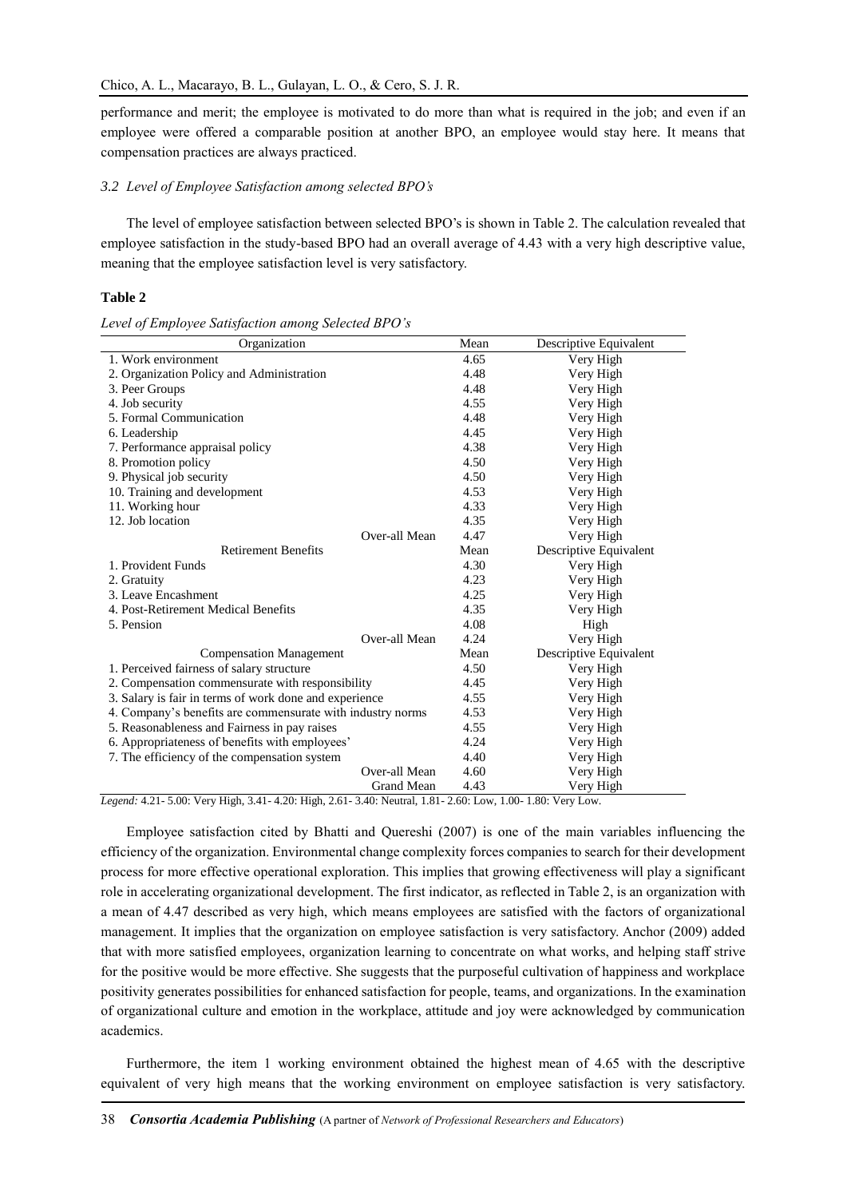performance and merit; the employee is motivated to do more than what is required in the job; and even if an employee were offered a comparable position at another BPO, an employee would stay here. It means that compensation practices are always practiced.

### *3.2 Level of Employee Satisfaction among selected BPO's*

The level of employee satisfaction between selected BPO's is shown in Table 2. The calculation revealed that employee satisfaction in the study-based BPO had an overall average of 4.43 with a very high descriptive value, meaning that the employee satisfaction level is very satisfactory.

**Table 2**

*Level of Employee Satisfaction among Selected BPO's*

| Organization | Mean | Descriptive Equivalent |
|---|---|---|
| 1. Work environment | 4.65 | Very High |
| 2. Organization Policy and Administration | 4.48 | Very High |
| 3. Peer Groups | 4.48 | Very High |
| 4. Job security | 4.55 | Very High |
| 5. Formal Communication | 4.48 | Very High |
| 6. Leadership | 4.45 | Very High |
| 7. Performance appraisal policy | 4.38 | Very High |
| 8. Promotion policy | 4.50 | Very High |
| 9. Physical job security | 4.50 | Very High |
| 10. Training and development | 4.53 | Very High |
| 11. Working hour | 4.33 | Very High |
| 12. Job location | 4.35 | Very High |
| Over-all Mean | 4.47 | Very High |
| Retirement Benefits | Mean | Descriptive Equivalent |
| 1. Provident Funds | 4.30 | Very High |
| 2. Gratuity | 4.23 | Very High |
| 3. Leave Encashment | 4.25 | Very High |
| 4. Post-Retirement Medical Benefits | 4.35 | Very High |
| 5. Pension | 4.08 | High |
| Over-all Mean | 4.24 | Very High |
| Compensation Management | Mean | Descriptive Equivalent |
| 1. Perceived fairness of salary structure | 4.50 | Very High |
| 2. Compensation commensurate with responsibility | 4.45 | Very High |
| 3. Salary is fair in terms of work done and experience | 4.55 | Very High |
| 4. Company's benefits are commensurate with industry norms | 4.53 | Very High |
| 5. Reasonableness and Fairness in pay raises | 4.55 | Very High |
| 6. Appropriateness of benefits with employees' | 4.24 | Very High |
| 7. The efficiency of the compensation system | 4.40 | Very High |
| Over-all Mean | 4.60 | Very High |
| Grand Mean | 4.43 | Very High |

*Legend:* 4.21- 5.00: Very High, 3.41- 4.20: High, 2.61- 3.40: Neutral, 1.81- 2.60: Low, 1.00- 1.80: Very Low.

Employee satisfaction cited by Bhatti and Quereshi (2007) is one of the main variables influencing the efficiency of the organization. Environmental change complexity forces companies to search for their development process for more effective operational exploration. This implies that growing effectiveness will play a significant role in accelerating organizational development. The first indicator, as reflected in Table 2, is an organization with a mean of 4.47 described as very high, which means employees are satisfied with the factors of organizational management. It implies that the organization on employee satisfaction is very satisfactory. Anchor (2009) added that with more satisfied employees, organization learning to concentrate on what works, and helping staff strive for the positive would be more effective. She suggests that the purposeful cultivation of happiness and workplace positivity generates possibilities for enhanced satisfaction for people, teams, and organizations. In the examination of organizational culture and emotion in the workplace, attitude and joy were acknowledged by communication academics.

Furthermore, the item 1 working environment obtained the highest mean of 4.65 with the descriptive equivalent of very high means that the working environment on employee satisfaction is very satisfactory.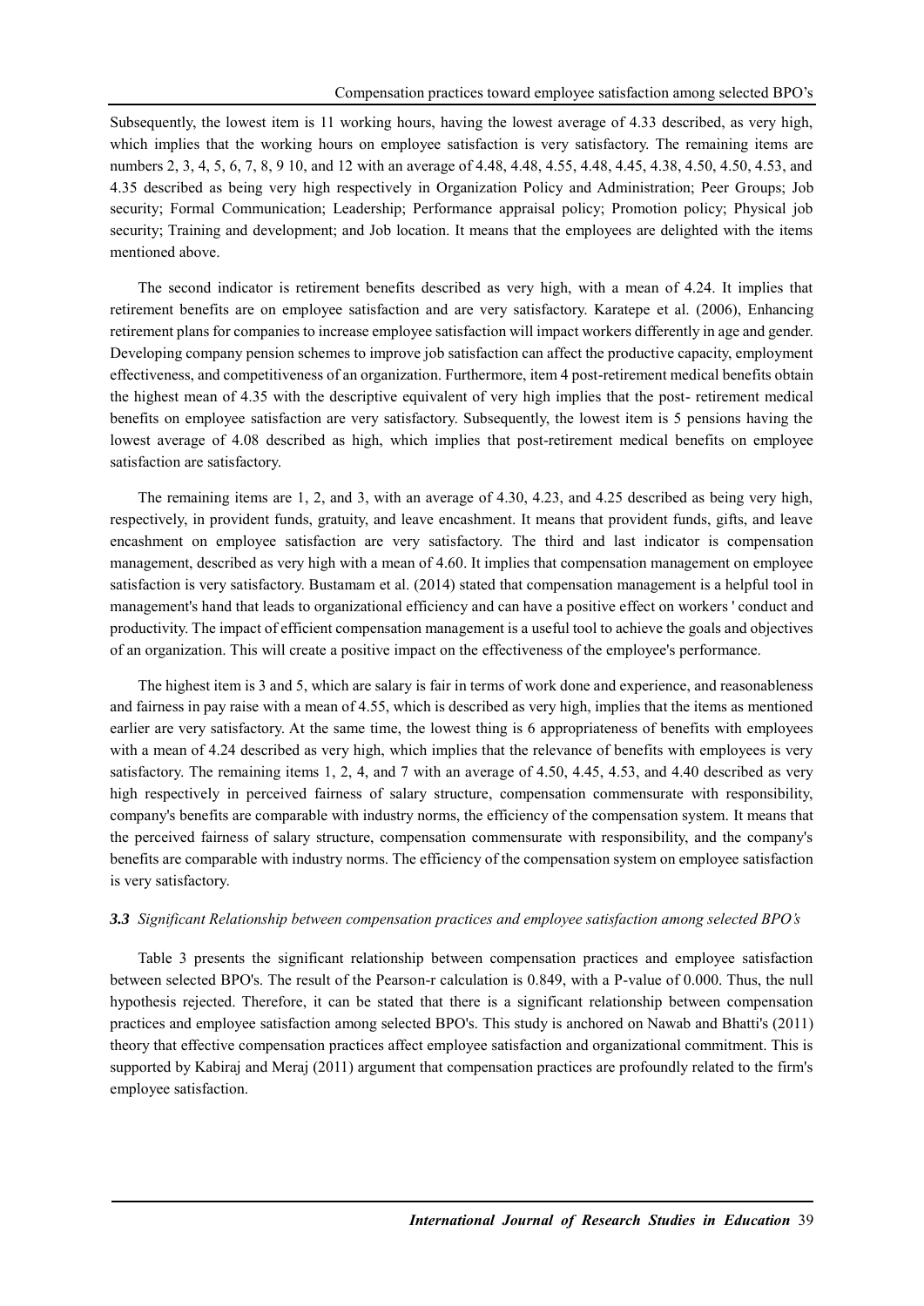Subsequently, the lowest item is 11 working hours, having the lowest average of 4.33 described, as very high, which implies that the working hours on employee satisfaction is very satisfactory. The remaining items are numbers 2, 3, 4, 5, 6, 7, 8, 9 10, and 12 with an average of 4.48, 4.48, 4.55, 4.48, 4.45, 4.38, 4.50, 4.50, 4.53, and 4.35 described as being very high respectively in Organization Policy and Administration; Peer Groups; Job security; Formal Communication; Leadership; Performance appraisal policy; Promotion policy; Physical job security; Training and development; and Job location. It means that the employees are delighted with the items mentioned above.

The second indicator is retirement benefits described as very high, with a mean of 4.24. It implies that retirement benefits are on employee satisfaction and are very satisfactory. Karatepe et al. (2006), Enhancing retirement plans for companies to increase employee satisfaction will impact workers differently in age and gender. Developing company pension schemes to improve job satisfaction can affect the productive capacity, employment effectiveness, and competitiveness of an organization. Furthermore, item 4 post-retirement medical benefits obtain the highest mean of 4.35 with the descriptive equivalent of very high implies that the post- retirement medical benefits on employee satisfaction are very satisfactory. Subsequently, the lowest item is 5 pensions having the lowest average of 4.08 described as high, which implies that post-retirement medical benefits on employee satisfaction are satisfactory.

The remaining items are 1, 2, and 3, with an average of 4.30, 4.23, and 4.25 described as being very high, respectively, in provident funds, gratuity, and leave encashment. It means that provident funds, gifts, and leave encashment on employee satisfaction are very satisfactory. The third and last indicator is compensation management, described as very high with a mean of 4.60. It implies that compensation management on employee satisfaction is very satisfactory. Bustamam et al. (2014) stated that compensation management is a helpful tool in management's hand that leads to organizational efficiency and can have a positive effect on workers ' conduct and productivity. The impact of efficient compensation management is a useful tool to achieve the goals and objectives of an organization. This will create a positive impact on the effectiveness of the employee's performance.

The highest item is 3 and 5, which are salary is fair in terms of work done and experience, and reasonableness and fairness in pay raise with a mean of 4.55, which is described as very high, implies that the items as mentioned earlier are very satisfactory. At the same time, the lowest thing is 6 appropriateness of benefits with employees with a mean of 4.24 described as very high, which implies that the relevance of benefits with employees is very satisfactory. The remaining items 1, 2, 4, and 7 with an average of 4.50, 4.45, 4.53, and 4.40 described as very high respectively in perceived fairness of salary structure, compensation commensurate with responsibility, company's benefits are comparable with industry norms, the efficiency of the compensation system. It means that the perceived fairness of salary structure, compensation commensurate with responsibility, and the company's benefits are comparable with industry norms. The efficiency of the compensation system on employee satisfaction is very satisfactory.

### *3.3 Significant Relationship between compensation practices and employee satisfaction among selected BPO's*

Table 3 presents the significant relationship between compensation practices and employee satisfaction between selected BPO's. The result of the Pearson-r calculation is 0.849, with a P-value of 0.000. Thus, the null hypothesis rejected. Therefore, it can be stated that there is a significant relationship between compensation practices and employee satisfaction among selected BPO's. This study is anchored on Nawab and Bhatti's (2011) theory that effective compensation practices affect employee satisfaction and organizational commitment. This is supported by Kabiraj and Meraj (2011) argument that compensation practices are profoundly related to the firm's employee satisfaction.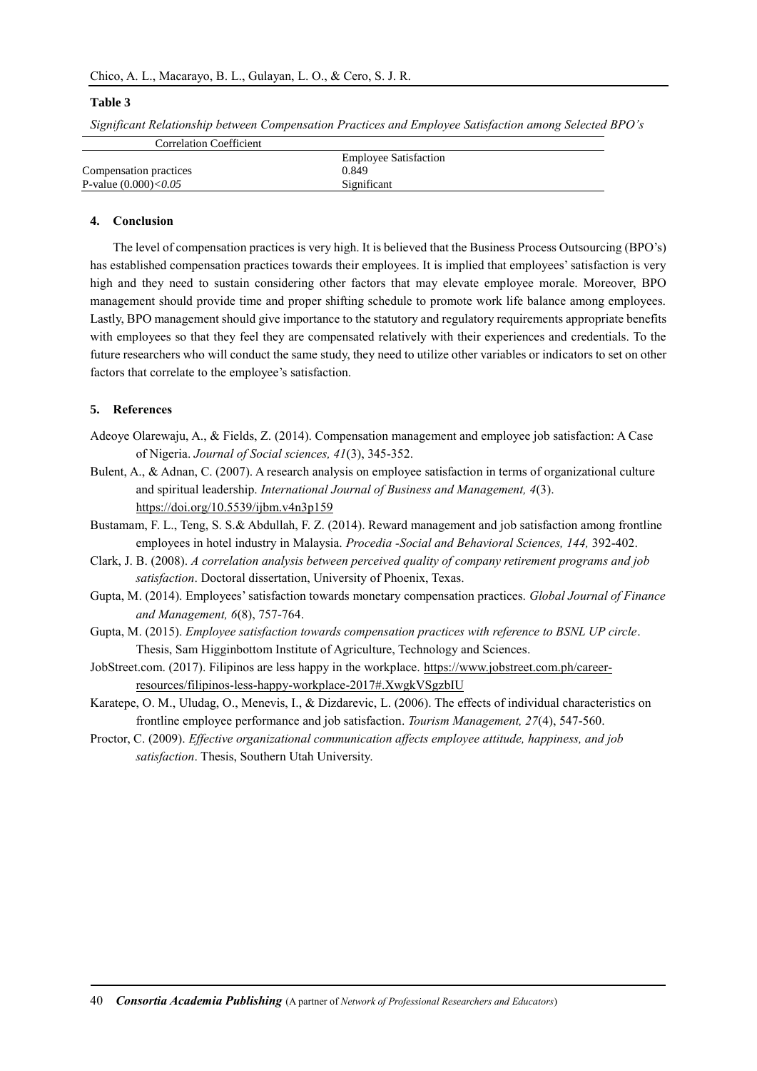**Table 3**

*Significant Relationship between Compensation Practices and Employee Satisfaction among Selected BPO's*

| Correlation Coefficient | |
|---|---|
| | Employee Satisfaction |
| Compensation practices | 0.849 |
| P-value (0.000)*<0.05* | Significant |

## 4. Conclusion

The level of compensation practices is very high. It is believed that the Business Process Outsourcing (BPO's) has established compensation practices towards their employees. It is implied that employees' satisfaction is very high and they need to sustain considering other factors that may elevate employee morale. Moreover, BPO management should provide time and proper shifting schedule to promote work life balance among employees. Lastly, BPO management should give importance to the statutory and regulatory requirements appropriate benefits with employees so that they feel they are compensated relatively with their experiences and credentials. To the future researchers who will conduct the same study, they need to utilize other variables or indicators to set on other factors that correlate to the employee's satisfaction.

## 5. References

Adeoye Olarewaju, A., & Fields, Z. (2014). Compensation management and employee job satisfaction: A Case of Nigeria. *Journal of Social sciences, 41*(3), 345-352.

Bulent, A., & Adnan, C. (2007). A research analysis on employee satisfaction in terms of organizational culture and spiritual leadership. *International Journal of Business and Management, 4*(3). https://doi.org/10.5539/ijbm.v4n3p159

Bustamam, F. L., Teng, S. S.& Abdullah, F. Z. (2014). Reward management and job satisfaction among frontline employees in hotel industry in Malaysia. *Procedia -Social and Behavioral Sciences, 144,* 392-402.

Clark, J. B. (2008). *A correlation analysis between perceived quality of company retirement programs and job satisfaction*. Doctoral dissertation, University of Phoenix, Texas.

Gupta, M. (2014). Employees' satisfaction towards monetary compensation practices. *Global Journal of Finance and Management, 6*(8), 757-764.

Gupta, M. (2015). *Employee satisfaction towards compensation practices with reference to BSNL UP circle*. Thesis, Sam Higginbottom Institute of Agriculture, Technology and Sciences.

JobStreet.com. (2017). Filipinos are less happy in the workplace. https://www.jobstreet.com.ph/career-resources/filipinos-less-happy-workplace-2017#.XwgkVSgzbIU

Karatepe, O. M., Uludag, O., Menevis, I., & Dizdarevic, L. (2006). The effects of individual characteristics on frontline employee performance and job satisfaction. *Tourism Management, 27*(4), 547-560.

Proctor, C. (2009). *Effective organizational communication affects employee attitude, happiness, and job satisfaction*. Thesis, Southern Utah University.